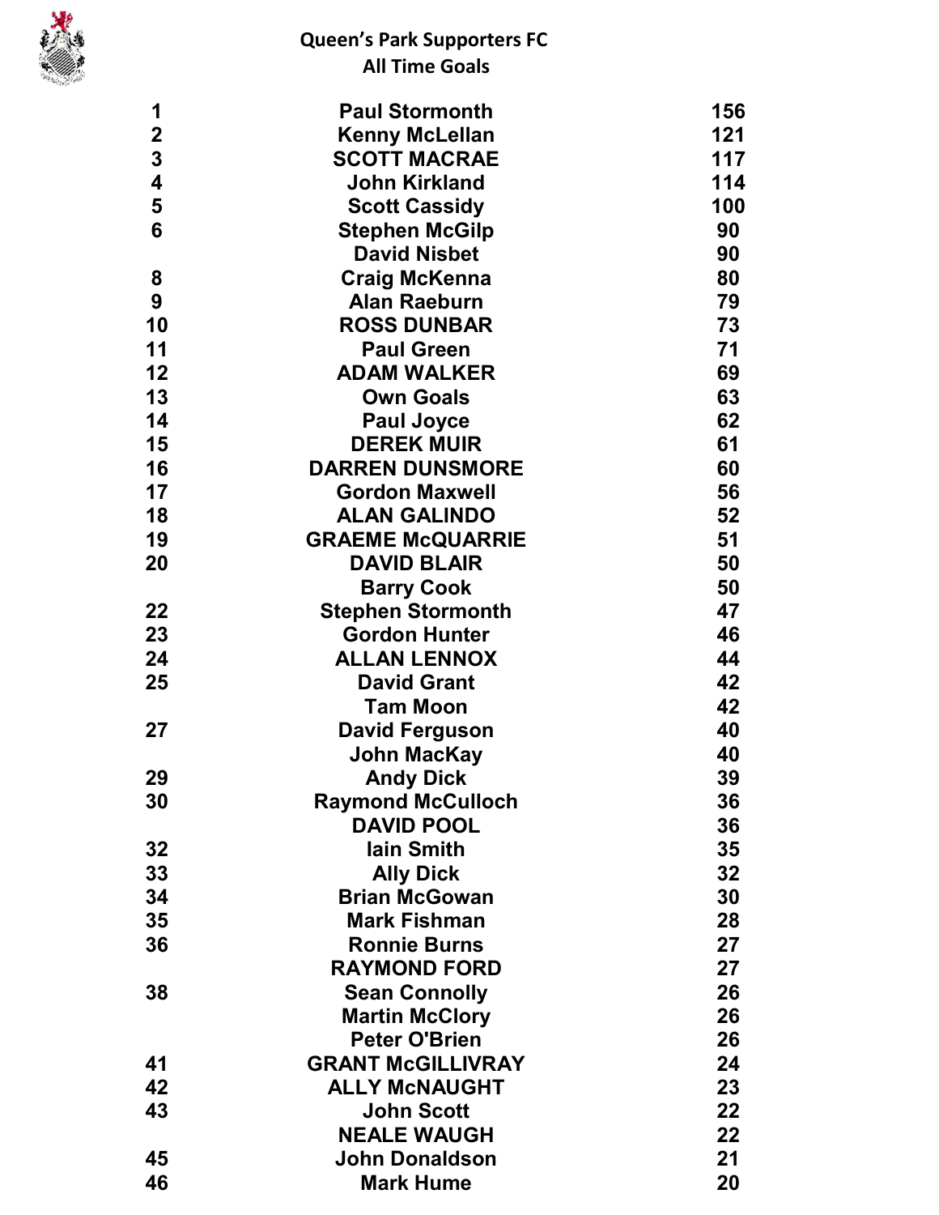# Queen's Park Supporters FC
## All Time Goals

| | | |
|---|---|---|
| 1 | Paul Stormonth | 156 |
| 2 | Kenny McLellan | 121 |
| 3 | SCOTT MACRAE | 117 |
| 4 | John Kirkland | 114 |
| 5 | Scott Cassidy | 100 |
| 6 | Stephen McGilp | 90 |
| | David Nisbet | 90 |
| 8 | Craig McKenna | 80 |
| 9 | Alan Raeburn | 79 |
| 10 | ROSS DUNBAR | 73 |
| 11 | Paul Green | 71 |
| 12 | ADAM WALKER | 69 |
| 13 | Own Goals | 63 |
| 14 | Paul Joyce | 62 |
| 15 | DEREK MUIR | 61 |
| 16 | DARREN DUNSMORE | 60 |
| 17 | Gordon Maxwell | 56 |
| 18 | ALAN GALINDO | 52 |
| 19 | GRAEME McQUARRIE | 51 |
| 20 | DAVID BLAIR | 50 |
| | Barry Cook | 50 |
| 22 | Stephen Stormonth | 47 |
| 23 | Gordon Hunter | 46 |
| 24 | ALLAN LENNOX | 44 |
| 25 | David Grant | 42 |
| | Tam Moon | 42 |
| 27 | David Ferguson | 40 |
| | John MacKay | 40 |
| 29 | Andy Dick | 39 |
| 30 | Raymond McCulloch | 36 |
| | DAVID POOL | 36 |
| 32 | Iain Smith | 35 |
| 33 | Ally Dick | 32 |
| 34 | Brian McGowan | 30 |
| 35 | Mark Fishman | 28 |
| 36 | Ronnie Burns | 27 |
| | RAYMOND FORD | 27 |
| 38 | Sean Connolly | 26 |
| | Martin McClory | 26 |
| | Peter O'Brien | 26 |
| 41 | GRANT McGILLIVRAY | 24 |
| 42 | ALLY McNAUGHT | 23 |
| 43 | John Scott | 22 |
| | NEALE WAUGH | 22 |
| 45 | John Donaldson | 21 |
| 46 | Mark Hume | 20 |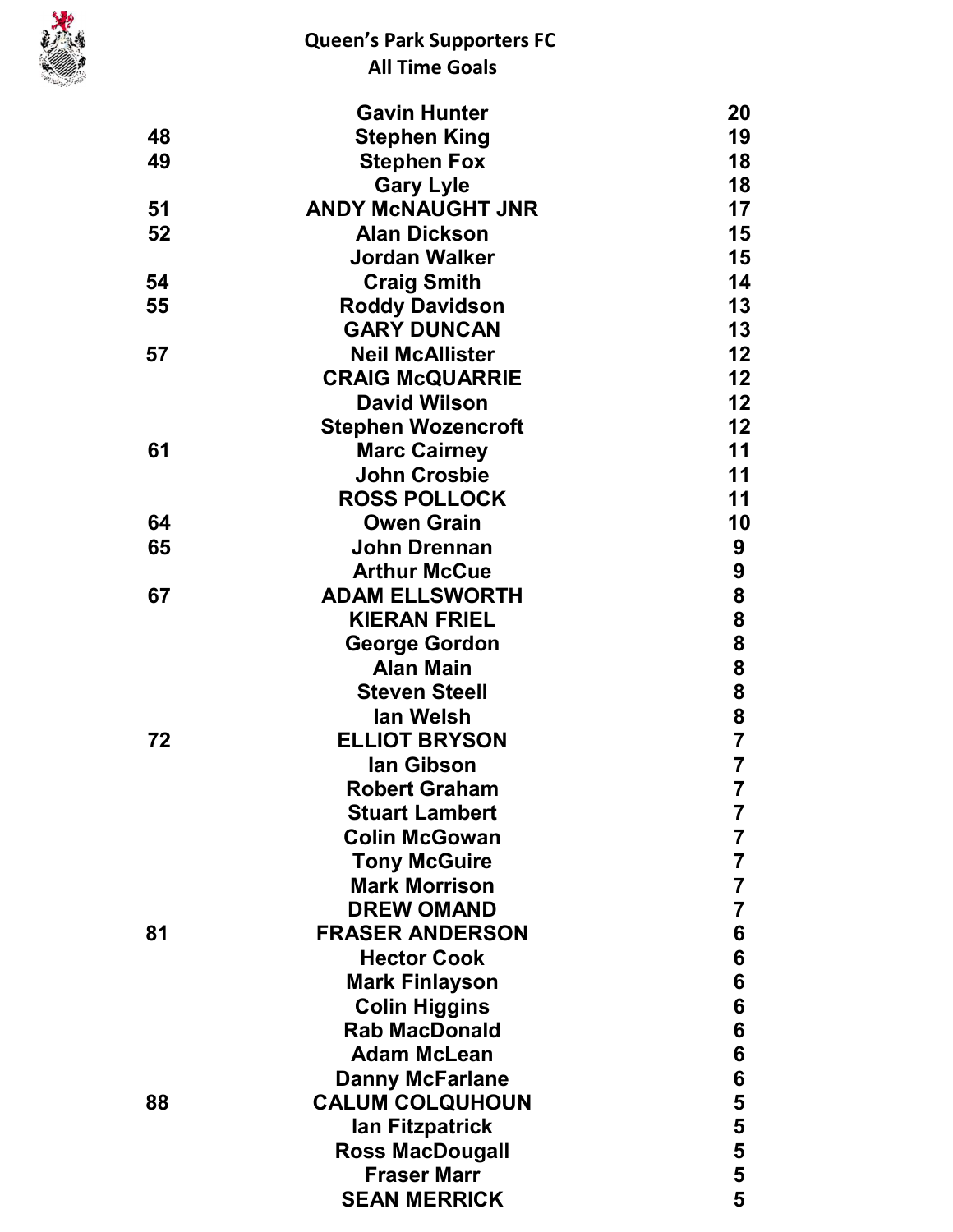# Queen's Park Supporters FC

## All Time Goals

| Pos | Player | Goals |
|---|---|---|
| | Gavin Hunter | 20 |
| 48 | Stephen King | 19 |
| 49 | Stephen Fox | 18 |
| | Gary Lyle | 18 |
| 51 | ANDY McNAUGHT JNR | 17 |
| 52 | Alan Dickson | 15 |
| | Jordan Walker | 15 |
| 54 | Craig Smith | 14 |
| 55 | Roddy Davidson | 13 |
| | GARY DUNCAN | 13 |
| 57 | Neil McAllister | 12 |
| | CRAIG McQUARRIE | 12 |
| | David Wilson | 12 |
| | Stephen Wozencroft | 12 |
| 61 | Marc Cairney | 11 |
| | John Crosbie | 11 |
| | ROSS POLLOCK | 11 |
| 64 | Owen Grain | 10 |
| 65 | John Drennan | 9 |
| | Arthur McCue | 9 |
| 67 | ADAM ELLSWORTH | 8 |
| | KIERAN FRIEL | 8 |
| | George Gordon | 8 |
| | Alan Main | 8 |
| | Steven Steell | 8 |
| | Ian Welsh | 8 |
| 72 | ELLIOT BRYSON | 7 |
| | Ian Gibson | 7 |
| | Robert Graham | 7 |
| | Stuart Lambert | 7 |
| | Colin McGowan | 7 |
| | Tony McGuire | 7 |
| | Mark Morrison | 7 |
| | DREW OMAND | 7 |
| 81 | FRASER ANDERSON | 6 |
| | Hector Cook | 6 |
| | Mark Finlayson | 6 |
| | Colin Higgins | 6 |
| | Rab MacDonald | 6 |
| | Adam McLean | 6 |
| | Danny McFarlane | 6 |
| 88 | CALUM COLQUHOUN | 5 |
| | Ian Fitzpatrick | 5 |
| | Ross MacDougall | 5 |
| | Fraser Marr | 5 |
| | SEAN MERRICK | 5 |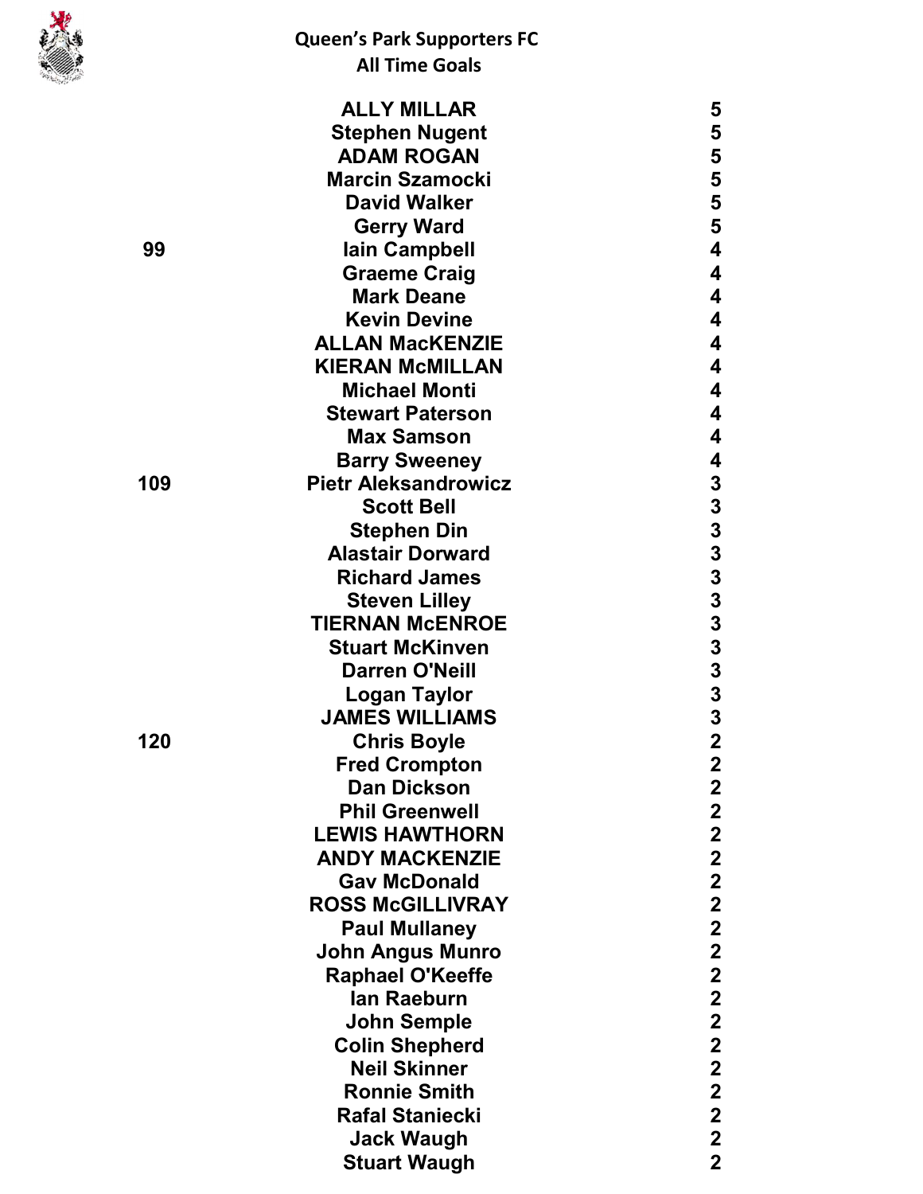**Queen's Park Supporters FC**
**All Time Goals**

| Rank | Name | Goals |
|---|---|---|
| | ALLY MILLAR | 5 |
| | Stephen Nugent | 5 |
| | ADAM ROGAN | 5 |
| | Marcin Szamocki | 5 |
| | David Walker | 5 |
| | Gerry Ward | 5 |
| 99 | Iain Campbell | 4 |
| | Graeme Craig | 4 |
| | Mark Deane | 4 |
| | Kevin Devine | 4 |
| | ALLAN MacKENZIE | 4 |
| | KIERAN McMILLAN | 4 |
| | Michael Monti | 4 |
| | Stewart Paterson | 4 |
| | Max Samson | 4 |
| | Barry Sweeney | 4 |
| 109 | Pietr Aleksandrowicz | 3 |
| | Scott Bell | 3 |
| | Stephen Din | 3 |
| | Alastair Dorward | 3 |
| | Richard James | 3 |
| | Steven Lilley | 3 |
| | TIERNAN McENROE | 3 |
| | Stuart McKinven | 3 |
| | Darren O'Neill | 3 |
| | Logan Taylor | 3 |
| | JAMES WILLIAMS | 3 |
| 120 | Chris Boyle | 2 |
| | Fred Crompton | 2 |
| | Dan Dickson | 2 |
| | Phil Greenwell | 2 |
| | LEWIS HAWTHORN | 2 |
| | ANDY MACKENZIE | 2 |
| | Gav McDonald | 2 |
| | ROSS McGILLIVRAY | 2 |
| | Paul Mullaney | 2 |
| | John Angus Munro | 2 |
| | Raphael O'Keeffe | 2 |
| | Ian Raeburn | 2 |
| | John Semple | 2 |
| | Colin Shepherd | 2 |
| | Neil Skinner | 2 |
| | Ronnie Smith | 2 |
| | Rafal Staniecki | 2 |
| | Jack Waugh | 2 |
| | Stuart Waugh | 2 |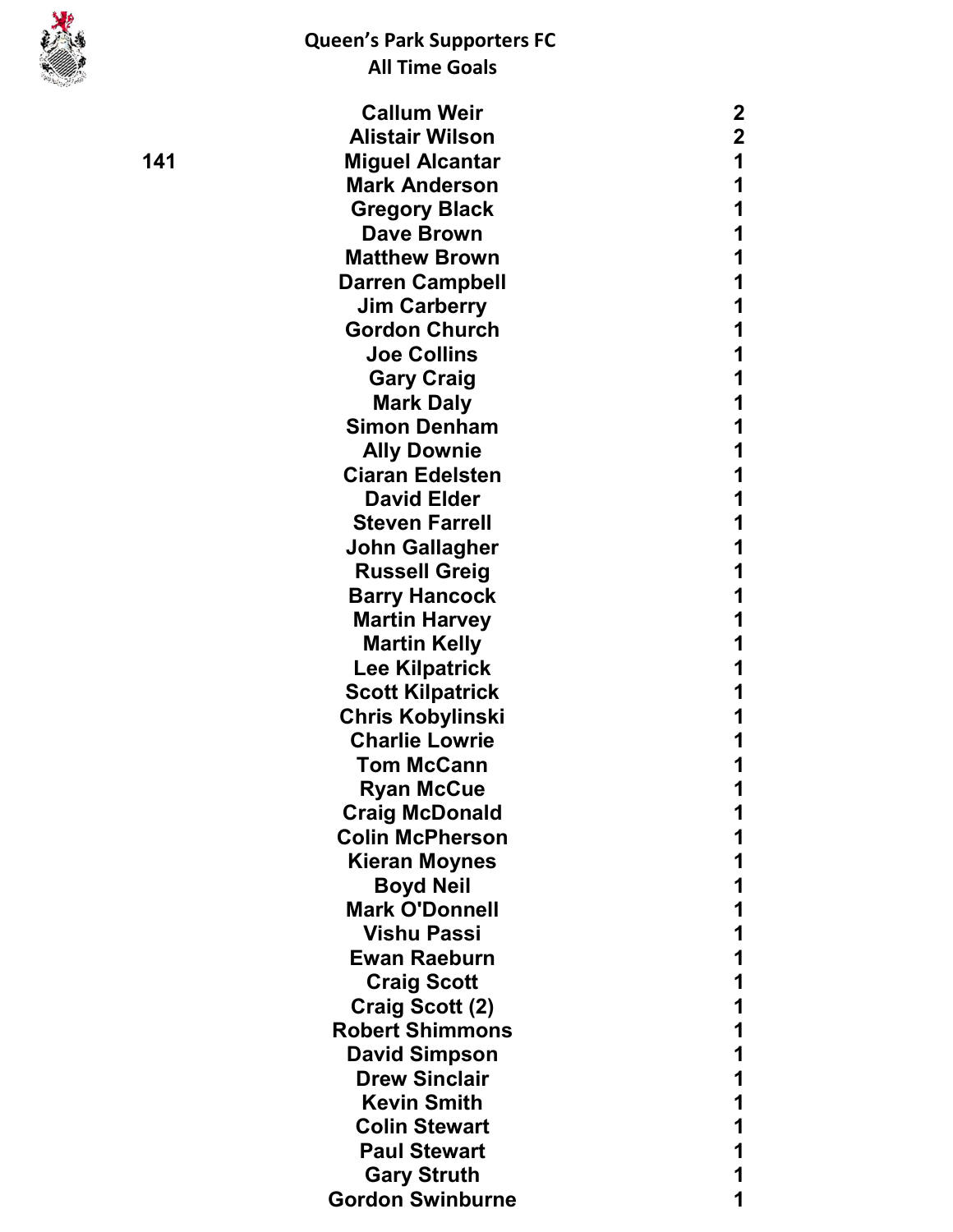# Queen's Park Supporters FC
## All Time Goals

| | Player | Goals |
|---|---|---|
| | Callum Weir | 2 |
| | Alistair Wilson | 2 |
| 141 | Miguel Alcantar | 1 |
| | Mark Anderson | 1 |
| | Gregory Black | 1 |
| | Dave Brown | 1 |
| | Matthew Brown | 1 |
| | Darren Campbell | 1 |
| | Jim Carberry | 1 |
| | Gordon Church | 1 |
| | Joe Collins | 1 |
| | Gary Craig | 1 |
| | Mark Daly | 1 |
| | Simon Denham | 1 |
| | Ally Downie | 1 |
| | Ciaran Edelsten | 1 |
| | David Elder | 1 |
| | Steven Farrell | 1 |
| | John Gallagher | 1 |
| | Russell Greig | 1 |
| | Barry Hancock | 1 |
| | Martin Harvey | 1 |
| | Martin Kelly | 1 |
| | Lee Kilpatrick | 1 |
| | Scott Kilpatrick | 1 |
| | Chris Kobylinski | 1 |
| | Charlie Lowrie | 1 |
| | Tom McCann | 1 |
| | Ryan McCue | 1 |
| | Craig McDonald | 1 |
| | Colin McPherson | 1 |
| | Kieran Moynes | 1 |
| | Boyd Neil | 1 |
| | Mark O'Donnell | 1 |
| | Vishu Passi | 1 |
| | Ewan Raeburn | 1 |
| | Craig Scott | 1 |
| | Craig Scott (2) | 1 |
| | Robert Shimmons | 1 |
| | David Simpson | 1 |
| | Drew Sinclair | 1 |
| | Kevin Smith | 1 |
| | Colin Stewart | 1 |
| | Paul Stewart | 1 |
| | Gary Struth | 1 |
| | Gordon Swinburne | 1 |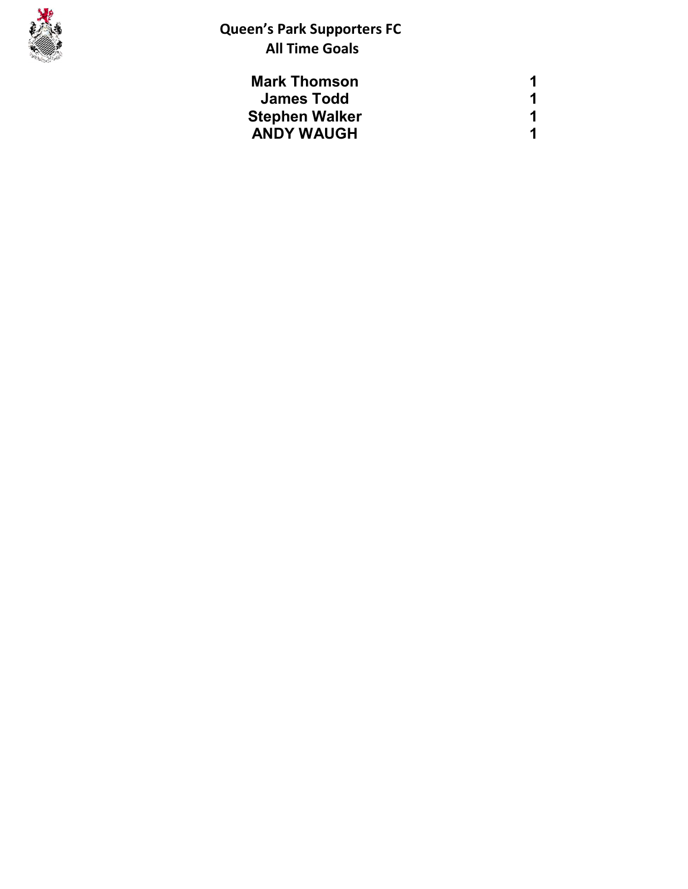**Queen's Park Supporters FC**
**All Time Goals**

| | |
|---|---|
| **Mark Thomson** | **1** |
| **James Todd** | **1** |
| **Stephen Walker** | **1** |
| **ANDY WAUGH** | **1** |